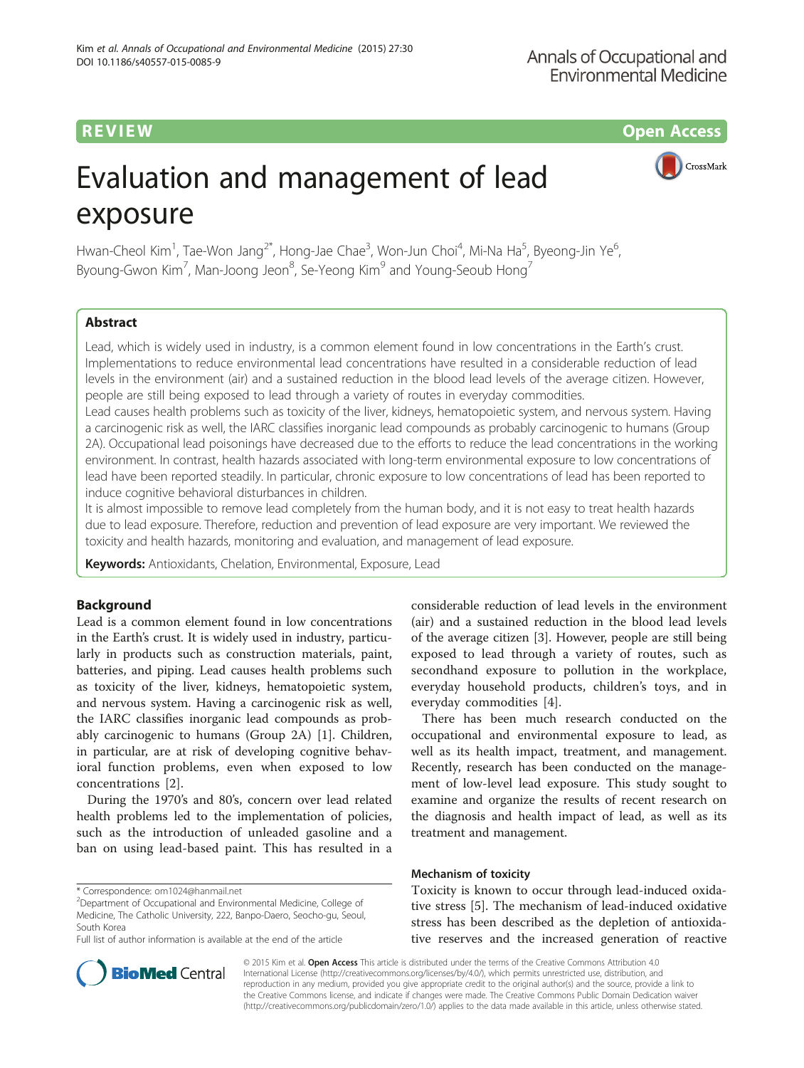REVIEW Open Access

# Evaluation and management of lead exposure

Hwan-Cheol Kim[1], Tae-Won Jang[2*], Hong-Jae Chae[3], Won-Jun Choi[4], Mi-Na Ha[5], Byeong-Jin Ye[6], Byoung-Gwon Kim[7], Man-Joong Jeon[8], Se-Yeong Kim[9] and Young-Seoub Hong[7]

## Abstract

Lead, which is widely used in industry, is a common element found in low concentrations in the Earth's crust. Implementations to reduce environmental lead concentrations have resulted in a considerable reduction of lead levels in the environment (air) and a sustained reduction in the blood lead levels of the average citizen. However, people are still being exposed to lead through a variety of routes in everyday commodities.

Lead causes health problems such as toxicity of the liver, kidneys, hematopoietic system, and nervous system. Having a carcinogenic risk as well, the IARC classifies inorganic lead compounds as probably carcinogenic to humans (Group 2A). Occupational lead poisonings have decreased due to the efforts to reduce the lead concentrations in the working environment. In contrast, health hazards associated with long-term environmental exposure to low concentrations of lead have been reported steadily. In particular, chronic exposure to low concentrations of lead has been reported to induce cognitive behavioral disturbances in children.

It is almost impossible to remove lead completely from the human body, and it is not easy to treat health hazards due to lead exposure. Therefore, reduction and prevention of lead exposure are very important. We reviewed the toxicity and health hazards, monitoring and evaluation, and management of lead exposure.

**Keywords:** Antioxidants, Chelation, Environmental, Exposure, Lead

## Background

Lead is a common element found in low concentrations in the Earth's crust. It is widely used in industry, particularly in products such as construction materials, paint, batteries, and piping. Lead causes health problems such as toxicity of the liver, kidneys, hematopoietic system, and nervous system. Having a carcinogenic risk as well, the IARC classifies inorganic lead compounds as probably carcinogenic to humans (Group 2A) [1]. Children, in particular, are at risk of developing cognitive behavioral function problems, even when exposed to low concentrations [2].

During the 1970's and 80's, concern over lead related health problems led to the implementation of policies, such as the introduction of unleaded gasoline and a ban on using lead-based paint. This has resulted in a considerable reduction of lead levels in the environment (air) and a sustained reduction in the blood lead levels of the average citizen [3]. However, people are still being exposed to lead through a variety of routes, such as secondhand exposure to pollution in the workplace, everyday household products, children's toys, and in everyday commodities [4].

There has been much research conducted on the occupational and environmental exposure to lead, as well as its health impact, treatment, and management. Recently, research has been conducted on the management of low-level lead exposure. This study sought to examine and organize the results of recent research on the diagnosis and health impact of lead, as well as its treatment and management.

### Mechanism of toxicity

Toxicity is known to occur through lead-induced oxidative stress [5]. The mechanism of lead-induced oxidative stress has been described as the depletion of antioxidative reserves and the increased generation of reactive

\* Correspondence: om1024@hanmail.net
[2]Department of Occupational and Environmental Medicine, College of Medicine, The Catholic University, 222, Banpo-Daero, Seocho-gu, Seoul, South Korea
Full list of author information is available at the end of the article

© 2015 Kim et al. **Open Access** This article is distributed under the terms of the Creative Commons Attribution 4.0 International License (http://creativecommons.org/licenses/by/4.0/), which permits unrestricted use, distribution, and reproduction in any medium, provided you give appropriate credit to the original author(s) and the source, provide a link to the Creative Commons license, and indicate if changes were made. The Creative Commons Public Domain Dedication waiver (http://creativecommons.org/publicdomain/zero/1.0/) applies to the data made available in this article, unless otherwise stated.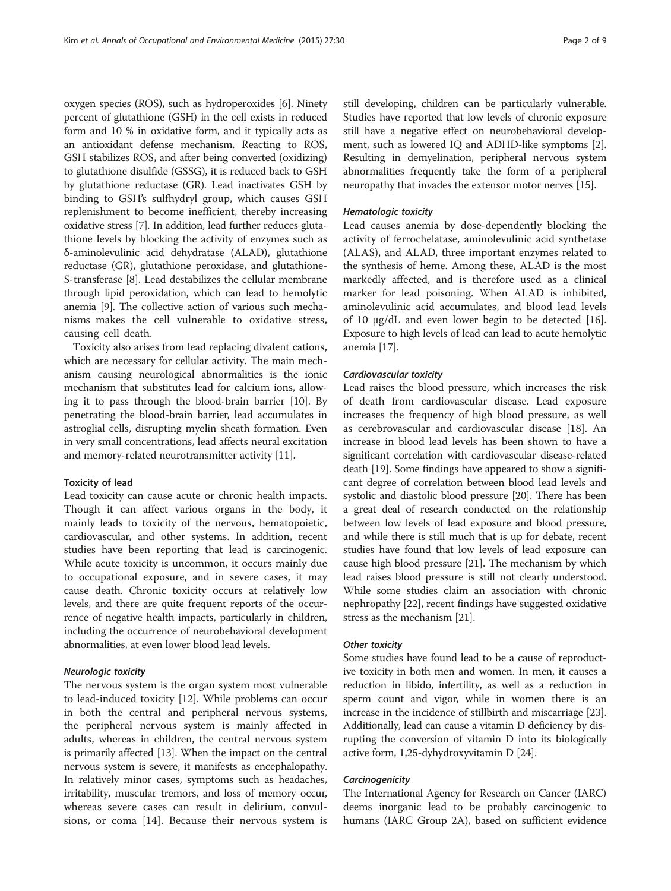oxygen species (ROS), such as hydroperoxides [6]. Ninety percent of glutathione (GSH) in the cell exists in reduced form and 10 % in oxidative form, and it typically acts as an antioxidant defense mechanism. Reacting to ROS, GSH stabilizes ROS, and after being converted (oxidizing) to glutathione disulfide (GSSG), it is reduced back to GSH by glutathione reductase (GR). Lead inactivates GSH by binding to GSH's sulfhydryl group, which causes GSH replenishment to become inefficient, thereby increasing oxidative stress [7]. In addition, lead further reduces glutathione levels by blocking the activity of enzymes such as δ-aminolevulinic acid dehydratase (ALAD), glutathione reductase (GR), glutathione peroxidase, and glutathione-S-transferase [8]. Lead destabilizes the cellular membrane through lipid peroxidation, which can lead to hemolytic anemia [9]. The collective action of various such mechanisms makes the cell vulnerable to oxidative stress, causing cell death.

Toxicity also arises from lead replacing divalent cations, which are necessary for cellular activity. The main mechanism causing neurological abnormalities is the ionic mechanism that substitutes lead for calcium ions, allowing it to pass through the blood-brain barrier [10]. By penetrating the blood-brain barrier, lead accumulates in astroglial cells, disrupting myelin sheath formation. Even in very small concentrations, lead affects neural excitation and memory-related neurotransmitter activity [11].

### Toxicity of lead

Lead toxicity can cause acute or chronic health impacts. Though it can affect various organs in the body, it mainly leads to toxicity of the nervous, hematopoietic, cardiovascular, and other systems. In addition, recent studies have been reporting that lead is carcinogenic. While acute toxicity is uncommon, it occurs mainly due to occupational exposure, and in severe cases, it may cause death. Chronic toxicity occurs at relatively low levels, and there are quite frequent reports of the occurrence of negative health impacts, particularly in children, including the occurrence of neurobehavioral development abnormalities, at even lower blood lead levels.

#### *Neurologic toxicity*

The nervous system is the organ system most vulnerable to lead-induced toxicity [12]. While problems can occur in both the central and peripheral nervous systems, the peripheral nervous system is mainly affected in adults, whereas in children, the central nervous system is primarily affected [13]. When the impact on the central nervous system is severe, it manifests as encephalopathy. In relatively minor cases, symptoms such as headaches, irritability, muscular tremors, and loss of memory occur, whereas severe cases can result in delirium, convulsions, or coma [14]. Because their nervous system is still developing, children can be particularly vulnerable. Studies have reported that low levels of chronic exposure still have a negative effect on neurobehavioral development, such as lowered IQ and ADHD-like symptoms [2]. Resulting in demyelination, peripheral nervous system abnormalities frequently take the form of a peripheral neuropathy that invades the extensor motor nerves [15].

#### *Hematologic toxicity*

Lead causes anemia by dose-dependently blocking the activity of ferrochelatase, aminolevulinic acid synthetase (ALAS), and ALAD, three important enzymes related to the synthesis of heme. Among these, ALAD is the most markedly affected, and is therefore used as a clinical marker for lead poisoning. When ALAD is inhibited, aminolevulinic acid accumulates, and blood lead levels of 10 μg/dL and even lower begin to be detected [16]. Exposure to high levels of lead can lead to acute hemolytic anemia [17].

#### *Cardiovascular toxicity*

Lead raises the blood pressure, which increases the risk of death from cardiovascular disease. Lead exposure increases the frequency of high blood pressure, as well as cerebrovascular and cardiovascular disease [18]. An increase in blood lead levels has been shown to have a significant correlation with cardiovascular disease-related death [19]. Some findings have appeared to show a significant degree of correlation between blood lead levels and systolic and diastolic blood pressure [20]. There has been a great deal of research conducted on the relationship between low levels of lead exposure and blood pressure, and while there is still much that is up for debate, recent studies have found that low levels of lead exposure can cause high blood pressure [21]. The mechanism by which lead raises blood pressure is still not clearly understood. While some studies claim an association with chronic nephropathy [22], recent findings have suggested oxidative stress as the mechanism [21].

#### *Other toxicity*

Some studies have found lead to be a cause of reproductive toxicity in both men and women. In men, it causes a reduction in libido, infertility, as well as a reduction in sperm count and vigor, while in women there is an increase in the incidence of stillbirth and miscarriage [23]. Additionally, lead can cause a vitamin D deficiency by disrupting the conversion of vitamin D into its biologically active form, 1,25-dyhydroxyvitamin D [24].

#### *Carcinogenicity*

The International Agency for Research on Cancer (IARC) deems inorganic lead to be probably carcinogenic to humans (IARC Group 2A), based on sufficient evidence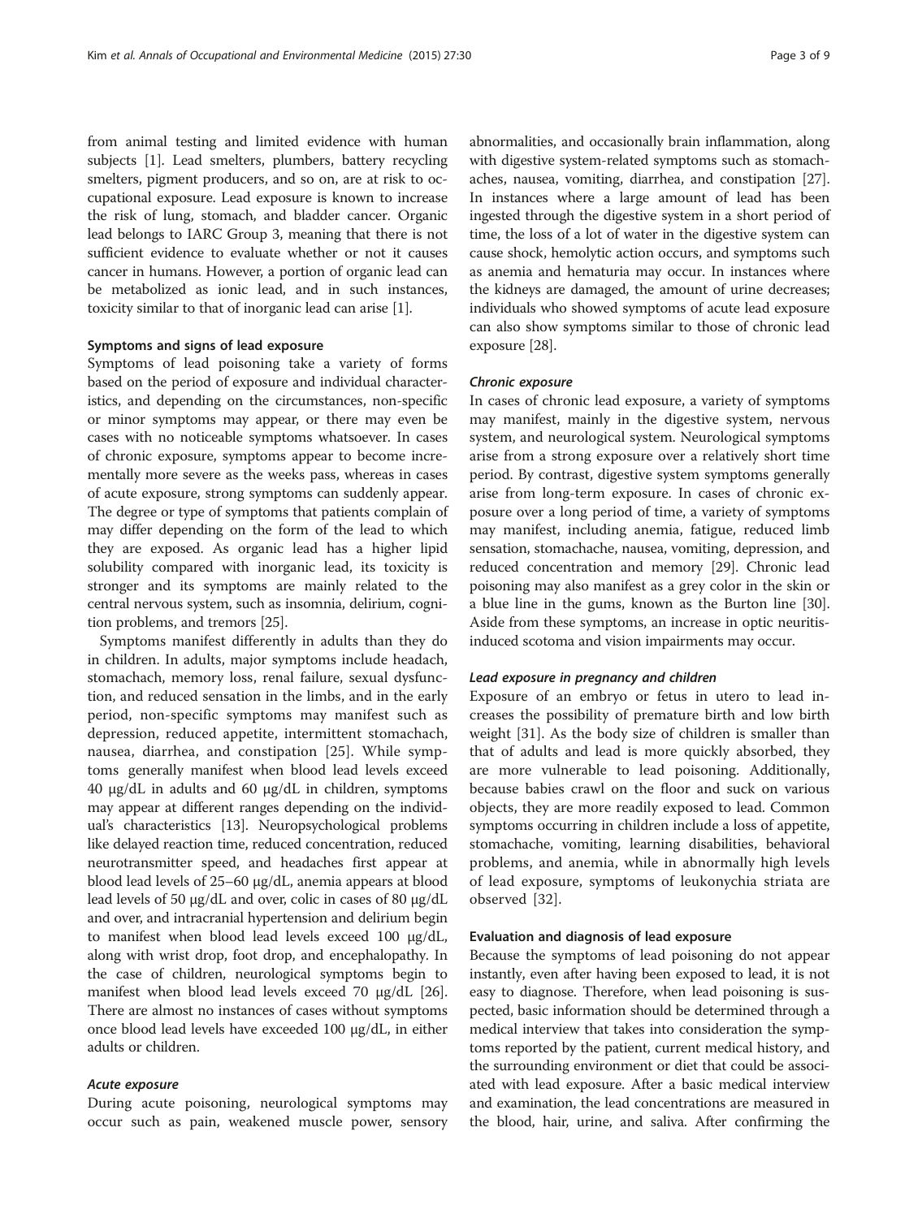from animal testing and limited evidence with human subjects [1]. Lead smelters, plumbers, battery recycling smelters, pigment producers, and so on, are at risk to occupational exposure. Lead exposure is known to increase the risk of lung, stomach, and bladder cancer. Organic lead belongs to IARC Group 3, meaning that there is not sufficient evidence to evaluate whether or not it causes cancer in humans. However, a portion of organic lead can be metabolized as ionic lead, and in such instances, toxicity similar to that of inorganic lead can arise [1].

### Symptoms and signs of lead exposure

Symptoms of lead poisoning take a variety of forms based on the period of exposure and individual characteristics, and depending on the circumstances, non-specific or minor symptoms may appear, or there may even be cases with no noticeable symptoms whatsoever. In cases of chronic exposure, symptoms appear to become incrementally more severe as the weeks pass, whereas in cases of acute exposure, strong symptoms can suddenly appear. The degree or type of symptoms that patients complain of may differ depending on the form of the lead to which they are exposed. As organic lead has a higher lipid solubility compared with inorganic lead, its toxicity is stronger and its symptoms are mainly related to the central nervous system, such as insomnia, delirium, cognition problems, and tremors [25].

Symptoms manifest differently in adults than they do in children. In adults, major symptoms include headach, stomachach, memory loss, renal failure, sexual dysfunction, and reduced sensation in the limbs, and in the early period, non-specific symptoms may manifest such as depression, reduced appetite, intermittent stomachach, nausea, diarrhea, and constipation [25]. While symptoms generally manifest when blood lead levels exceed 40 μg/dL in adults and 60 μg/dL in children, symptoms may appear at different ranges depending on the individual's characteristics [13]. Neuropsychological problems like delayed reaction time, reduced concentration, reduced neurotransmitter speed, and headaches first appear at blood lead levels of 25–60 μg/dL, anemia appears at blood lead levels of 50 μg/dL and over, colic in cases of 80 μg/dL and over, and intracranial hypertension and delirium begin to manifest when blood lead levels exceed 100 μg/dL, along with wrist drop, foot drop, and encephalopathy. In the case of children, neurological symptoms begin to manifest when blood lead levels exceed 70 μg/dL [26]. There are almost no instances of cases without symptoms once blood lead levels have exceeded 100 μg/dL, in either adults or children.

#### *Acute exposure*

During acute poisoning, neurological symptoms may occur such as pain, weakened muscle power, sensory abnormalities, and occasionally brain inflammation, along with digestive system-related symptoms such as stomachaches, nausea, vomiting, diarrhea, and constipation [27]. In instances where a large amount of lead has been ingested through the digestive system in a short period of time, the loss of a lot of water in the digestive system can cause shock, hemolytic action occurs, and symptoms such as anemia and hematuria may occur. In instances where the kidneys are damaged, the amount of urine decreases; individuals who showed symptoms of acute lead exposure can also show symptoms similar to those of chronic lead exposure [28].

#### *Chronic exposure*

In cases of chronic lead exposure, a variety of symptoms may manifest, mainly in the digestive system, nervous system, and neurological system. Neurological symptoms arise from a strong exposure over a relatively short time period. By contrast, digestive system symptoms generally arise from long-term exposure. In cases of chronic exposure over a long period of time, a variety of symptoms may manifest, including anemia, fatigue, reduced limb sensation, stomachache, nausea, vomiting, depression, and reduced concentration and memory [29]. Chronic lead poisoning may also manifest as a grey color in the skin or a blue line in the gums, known as the Burton line [30]. Aside from these symptoms, an increase in optic neuritis-induced scotoma and vision impairments may occur.

#### *Lead exposure in pregnancy and children*

Exposure of an embryo or fetus in utero to lead increases the possibility of premature birth and low birth weight [31]. As the body size of children is smaller than that of adults and lead is more quickly absorbed, they are more vulnerable to lead poisoning. Additionally, because babies crawl on the floor and suck on various objects, they are more readily exposed to lead. Common symptoms occurring in children include a loss of appetite, stomachache, vomiting, learning disabilities, behavioral problems, and anemia, while in abnormally high levels of lead exposure, symptoms of leukonychia striata are observed [32].

### Evaluation and diagnosis of lead exposure

Because the symptoms of lead poisoning do not appear instantly, even after having been exposed to lead, it is not easy to diagnose. Therefore, when lead poisoning is suspected, basic information should be determined through a medical interview that takes into consideration the symptoms reported by the patient, current medical history, and the surrounding environment or diet that could be associated with lead exposure. After a basic medical interview and examination, the lead concentrations are measured in the blood, hair, urine, and saliva. After confirming the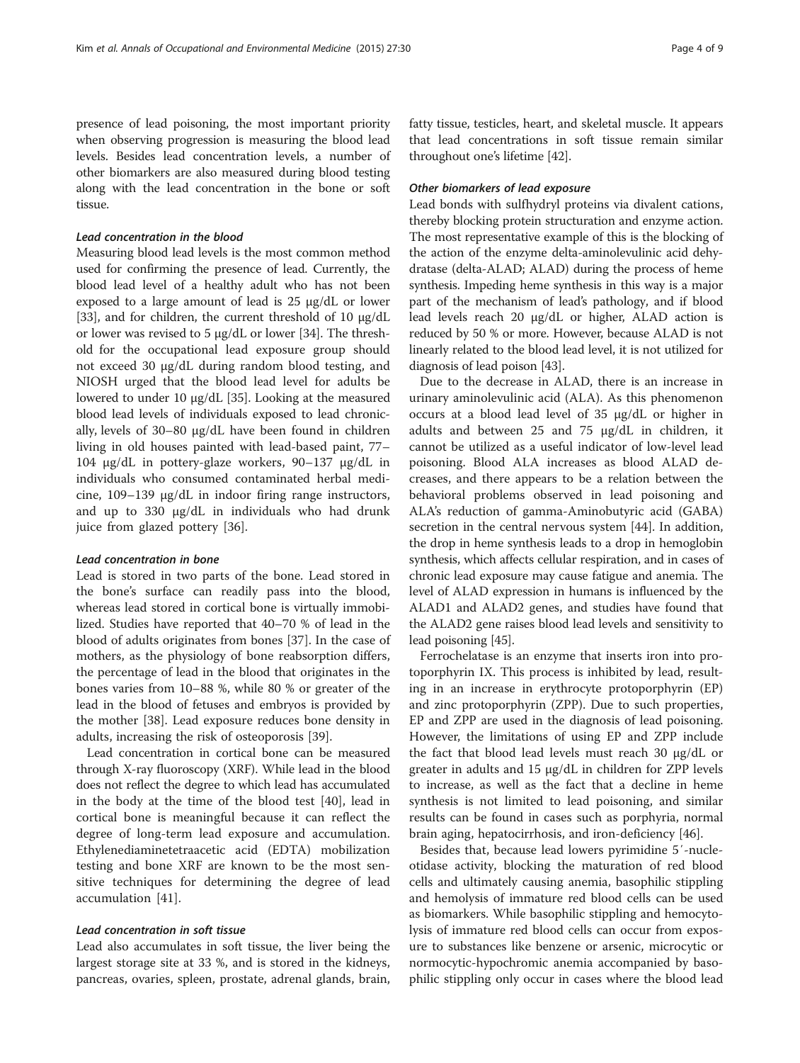presence of lead poisoning, the most important priority when observing progression is measuring the blood lead levels. Besides lead concentration levels, a number of other biomarkers are also measured during blood testing along with the lead concentration in the bone or soft tissue.

#### Lead concentration in the blood

Measuring blood lead levels is the most common method used for confirming the presence of lead. Currently, the blood lead level of a healthy adult who has not been exposed to a large amount of lead is 25 μg/dL or lower [33], and for children, the current threshold of 10 μg/dL or lower was revised to 5 μg/dL or lower [34]. The threshold for the occupational lead exposure group should not exceed 30 μg/dL during random blood testing, and NIOSH urged that the blood lead level for adults be lowered to under 10 μg/dL [35]. Looking at the measured blood lead levels of individuals exposed to lead chronically, levels of 30–80 μg/dL have been found in children living in old houses painted with lead-based paint, 77–104 μg/dL in pottery-glaze workers, 90–137 μg/dL in individuals who consumed contaminated herbal medicine, 109–139 μg/dL in indoor firing range instructors, and up to 330 μg/dL in individuals who had drunk juice from glazed pottery [36].

#### Lead concentration in bone

Lead is stored in two parts of the bone. Lead stored in the bone's surface can readily pass into the blood, whereas lead stored in cortical bone is virtually immobilized. Studies have reported that 40–70 % of lead in the blood of adults originates from bones [37]. In the case of mothers, as the physiology of bone reabsorption differs, the percentage of lead in the blood that originates in the bones varies from 10–88 %, while 80 % or greater of the lead in the blood of fetuses and embryos is provided by the mother [38]. Lead exposure reduces bone density in adults, increasing the risk of osteoporosis [39].

Lead concentration in cortical bone can be measured through X-ray fluoroscopy (XRF). While lead in the blood does not reflect the degree to which lead has accumulated in the body at the time of the blood test [40], lead in cortical bone is meaningful because it can reflect the degree of long-term lead exposure and accumulation. Ethylenediaminetetraacetic acid (EDTA) mobilization testing and bone XRF are known to be the most sensitive techniques for determining the degree of lead accumulation [41].

#### Lead concentration in soft tissue

Lead also accumulates in soft tissue, the liver being the largest storage site at 33 %, and is stored in the kidneys, pancreas, ovaries, spleen, prostate, adrenal glands, brain, fatty tissue, testicles, heart, and skeletal muscle. It appears that lead concentrations in soft tissue remain similar throughout one's lifetime [42].

#### Other biomarkers of lead exposure

Lead bonds with sulfhydryl proteins via divalent cations, thereby blocking protein structuration and enzyme action. The most representative example of this is the blocking of the action of the enzyme delta-aminolevulinic acid dehydratase (delta-ALAD; ALAD) during the process of heme synthesis. Impeding heme synthesis in this way is a major part of the mechanism of lead's pathology, and if blood lead levels reach 20 μg/dL or higher, ALAD action is reduced by 50 % or more. However, because ALAD is not linearly related to the blood lead level, it is not utilized for diagnosis of lead poison [43].

Due to the decrease in ALAD, there is an increase in urinary aminolevulinic acid (ALA). As this phenomenon occurs at a blood lead level of 35 μg/dL or higher in adults and between 25 and 75 μg/dL in children, it cannot be utilized as a useful indicator of low-level lead poisoning. Blood ALA increases as blood ALAD decreases, and there appears to be a relation between the behavioral problems observed in lead poisoning and ALA's reduction of gamma-Aminobutyric acid (GABA) secretion in the central nervous system [44]. In addition, the drop in heme synthesis leads to a drop in hemoglobin synthesis, which affects cellular respiration, and in cases of chronic lead exposure may cause fatigue and anemia. The level of ALAD expression in humans is influenced by the ALAD1 and ALAD2 genes, and studies have found that the ALAD2 gene raises blood lead levels and sensitivity to lead poisoning [45].

Ferrochelatase is an enzyme that inserts iron into protoporphyrin IX. This process is inhibited by lead, resulting in an increase in erythrocyte protoporphyrin (EP) and zinc protoporphyrin (ZPP). Due to such properties, EP and ZPP are used in the diagnosis of lead poisoning. However, the limitations of using EP and ZPP include the fact that blood lead levels must reach 30 μg/dL or greater in adults and 15 μg/dL in children for ZPP levels to increase, as well as the fact that a decline in heme synthesis is not limited to lead poisoning, and similar results can be found in cases such as porphyria, normal brain aging, hepatocirrhosis, and iron-deficiency [46].

Besides that, because lead lowers pyrimidine 5′-nucleotidase activity, blocking the maturation of red blood cells and ultimately causing anemia, basophilic stippling and hemolysis of immature red blood cells can be used as biomarkers. While basophilic stippling and hemocytolysis of immature red blood cells can occur from exposure to substances like benzene or arsenic, microcytic or normocytic-hypochromic anemia accompanied by basophilic stippling only occur in cases where the blood lead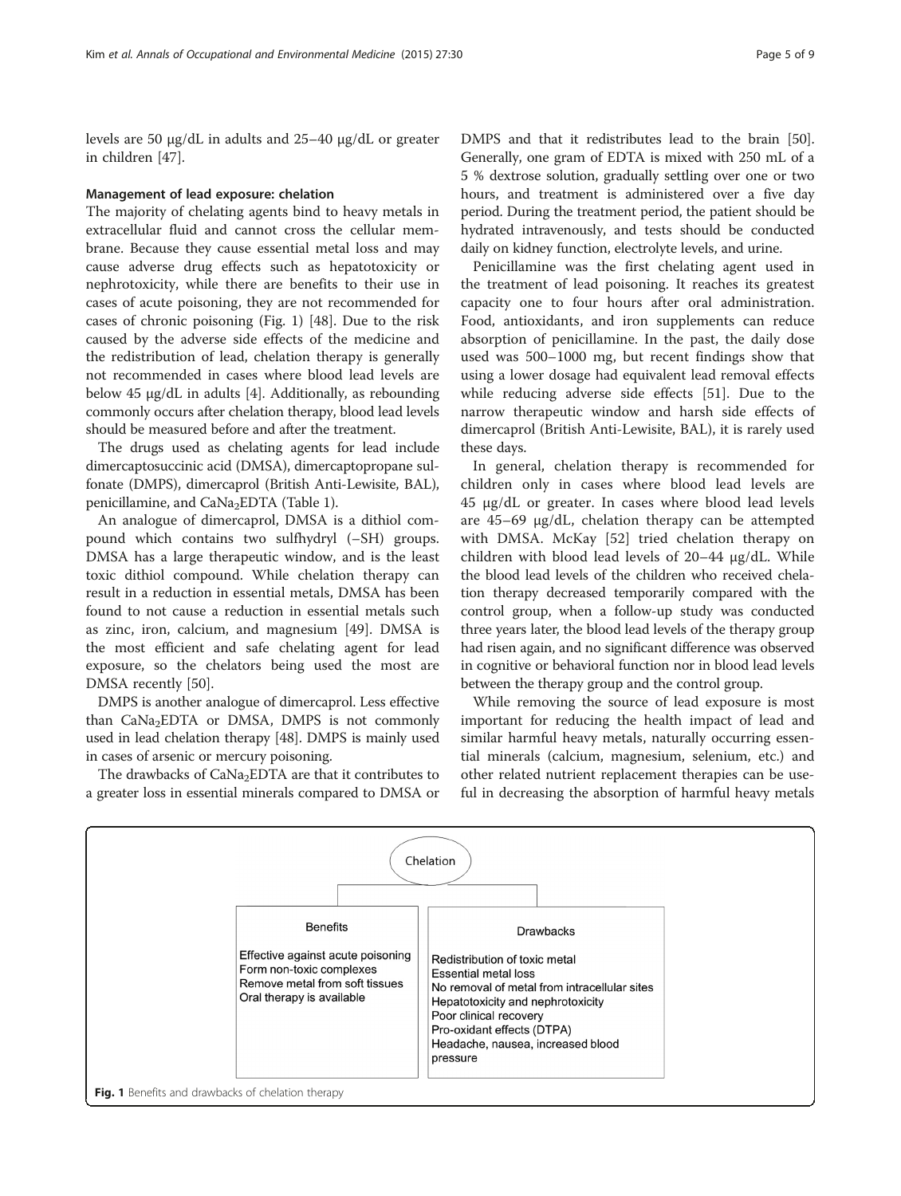levels are 50 μg/dL in adults and 25–40 μg/dL or greater in children [47].

#### Management of lead exposure: chelation

The majority of chelating agents bind to heavy metals in extracellular fluid and cannot cross the cellular membrane. Because they cause essential metal loss and may cause adverse drug effects such as hepatotoxicity or nephrotoxicity, while there are benefits to their use in cases of acute poisoning, they are not recommended for cases of chronic poisoning (Fig. 1) [48]. Due to the risk caused by the adverse side effects of the medicine and the redistribution of lead, chelation therapy is generally not recommended in cases where blood lead levels are below 45 μg/dL in adults [4]. Additionally, as rebounding commonly occurs after chelation therapy, blood lead levels should be measured before and after the treatment.

The drugs used as chelating agents for lead include dimercaptosuccinic acid (DMSA), dimercaptopropane sulfonate (DMPS), dimercaprol (British Anti-Lewisite, BAL), penicillamine, and $CaNa_2EDTA$ (Table 1).

An analogue of dimercaprol, DMSA is a dithiol compound which contains two sulfhydryl (–SH) groups. DMSA has a large therapeutic window, and is the least toxic dithiol compound. While chelation therapy can result in a reduction in essential metals, DMSA has been found to not cause a reduction in essential metals such as zinc, iron, calcium, and magnesium [49]. DMSA is the most efficient and safe chelating agent for lead exposure, so the chelators being used the most are DMSA recently [50].

DMPS is another analogue of dimercaprol. Less effective than $CaNa_2EDTA$ or DMSA, DMPS is not commonly used in lead chelation therapy [48]. DMPS is mainly used in cases of arsenic or mercury poisoning.

The drawbacks of $CaNa_2EDTA$ are that it contributes to a greater loss in essential minerals compared to DMSA or DMPS and that it redistributes lead to the brain [50]. Generally, one gram of EDTA is mixed with 250 mL of a 5 % dextrose solution, gradually settling over one or two hours, and treatment is administered over a five day period. During the treatment period, the patient should be hydrated intravenously, and tests should be conducted daily on kidney function, electrolyte levels, and urine.

Penicillamine was the first chelating agent used in the treatment of lead poisoning. It reaches its greatest capacity one to four hours after oral administration. Food, antioxidants, and iron supplements can reduce absorption of penicillamine. In the past, the daily dose used was 500–1000 mg, but recent findings show that using a lower dosage had equivalent lead removal effects while reducing adverse side effects [51]. Due to the narrow therapeutic window and harsh side effects of dimercaprol (British Anti-Lewisite, BAL), it is rarely used these days.

In general, chelation therapy is recommended for children only in cases where blood lead levels are 45 μg/dL or greater. In cases where blood lead levels are 45–69 μg/dL, chelation therapy can be attempted with DMSA. McKay [52] tried chelation therapy on children with blood lead levels of 20–44 μg/dL. While the blood lead levels of the children who received chelation therapy decreased temporarily compared with the control group, when a follow-up study was conducted three years later, the blood lead levels of the therapy group had risen again, and no significant difference was observed in cognitive or behavioral function nor in blood lead levels between the therapy group and the control group.

While removing the source of lead exposure is most important for reducing the health impact of lead and similar harmful heavy metals, naturally occurring essential minerals (calcium, magnesium, selenium, etc.) and other related nutrient replacement therapies can be useful in decreasing the absorption of harmful heavy metals

Chelation

| Benefits | Drawbacks |
|---|---|
| Effective against acute poisoning<br>Form non-toxic complexes<br>Remove metal from soft tissues<br>Oral therapy is available | Redistribution of toxic metal<br>Essential metal loss<br>No removal of metal from intracellular sites<br>Hepatotoxicity and nephrotoxicity<br>Poor clinical recovery<br>Pro-oxidant effects (DTPA)<br>Headache, nausea, increased blood pressure |

**Fig. 1** Benefits and drawbacks of chelation therapy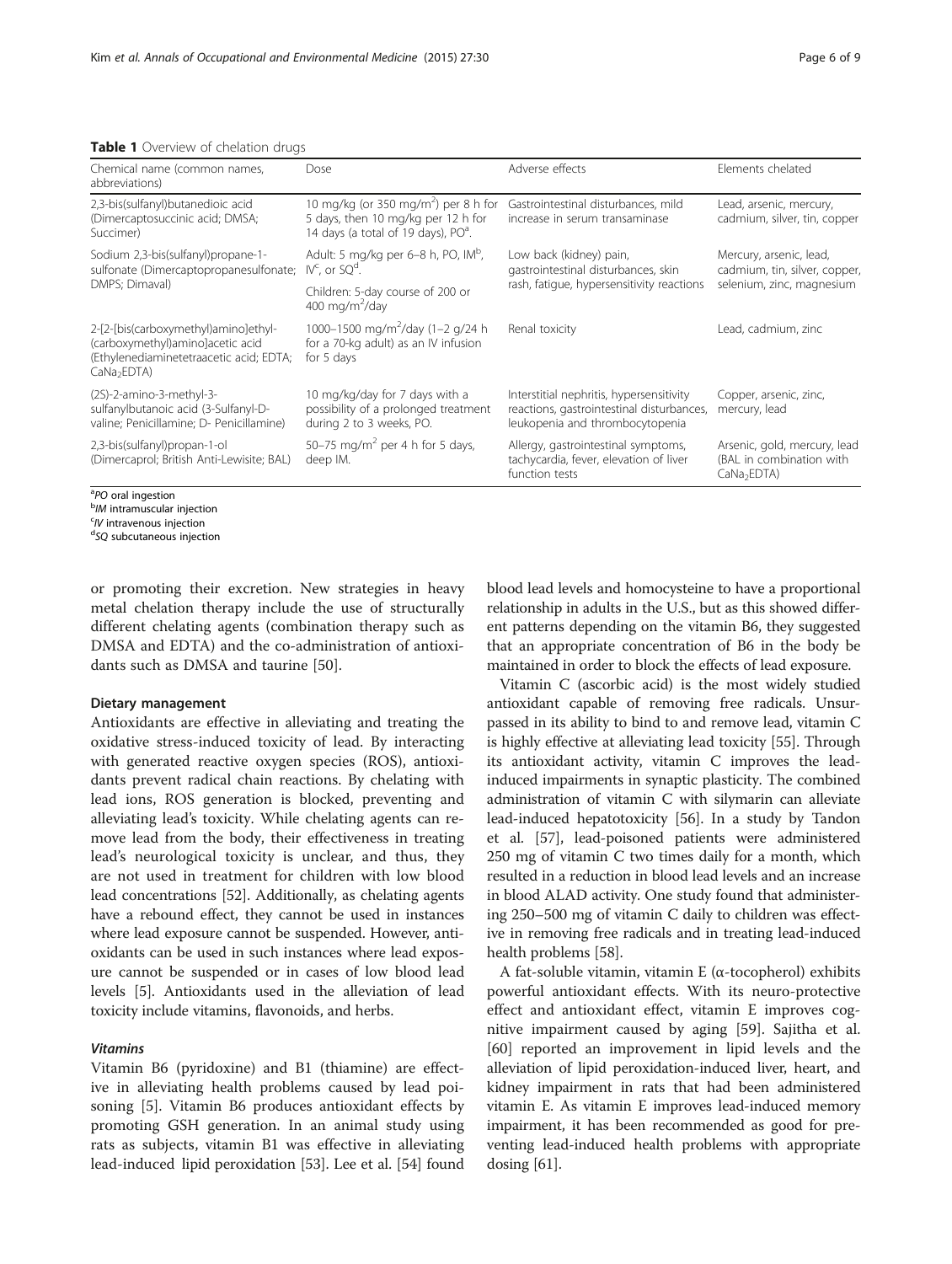**Table 1** Overview of chelation drugs

| Chemical name (common names, abbreviations) | Dose | Adverse effects | Elements chelated |
|---|---|---|---|
| 2,3-bis(sulfanyl)butanedioic acid (Dimercaptosuccinic acid; DMSA; Succimer) | 10 mg/kg (or 350 mg/m$^2$) per 8 h for 5 days, then 10 mg/kg per 12 h for 14 days (a total of 19 days), PO[a]. | Gastrointestinal disturbances, mild increase in serum transaminase | Lead, arsenic, mercury, cadmium, silver, tin, copper |
| Sodium 2,3-bis(sulfanyl)propane-1-sulfonate (Dimercaptopropanesulfonate; DMPS; Dimaval) | Adult: 5 mg/kg per 6–8 h, PO, IM[b], IV[c], or SQ[d]. Children: 5-day course of 200 or 400 mg/m$^2$/day | Low back (kidney) pain, gastrointestinal disturbances, skin rash, fatigue, hypersensitivity reactions | Mercury, arsenic, lead, cadmium, tin, silver, copper, selenium, zinc, magnesium |
| 2-[2-[bis(carboxymethyl)amino]ethyl-(carboxymethyl)amino]acetic acid (Ethylenediaminetetraacetic acid; EDTA; $CaNa_2EDTA$) | 1000–1500 mg/m$^2$/day (1–2 g/24 h for a 70-kg adult) as an IV infusion for 5 days | Renal toxicity | Lead, cadmium, zinc |
| (2S)-2-amino-3-methyl-3-sulfanylbutanoic acid (3-Sulfanyl-D-valine; Penicillamine; D- Penicillamine) | 10 mg/kg/day for 7 days with a possibility of a prolonged treatment during 2 to 3 weeks, PO. | Interstitial nephritis, hypersensitivity reactions, gastrointestinal disturbances, leukopenia and thrombocytopenia | Copper, arsenic, zinc, mercury, lead |
| 2,3-bis(sulfanyl)propan-1-ol (Dimercaprol; British Anti-Lewisite; BAL) | 50–75 mg/m$^2$ per 4 h for 5 days, deep IM. | Allergy, gastrointestinal symptoms, tachycardia, fever, elevation of liver function tests | Arsenic, gold, mercury, lead (BAL in combination with $CaNa_2EDTA$) |

[a] *PO* oral ingestion
[b] *IM* intramuscular injection
[c] *IV* intravenous injection
[d] *SQ* subcutaneous injection

or promoting their excretion. New strategies in heavy metal chelation therapy include the use of structurally different chelating agents (combination therapy such as DMSA and EDTA) and the co-administration of antioxidants such as DMSA and taurine [50].

### Dietary management

Antioxidants are effective in alleviating and treating the oxidative stress-induced toxicity of lead. By interacting with generated reactive oxygen species (ROS), antioxidants prevent radical chain reactions. By chelating with lead ions, ROS generation is blocked, preventing and alleviating lead's toxicity. While chelating agents can remove lead from the body, their effectiveness in treating lead's neurological toxicity is unclear, and thus, they are not used in treatment for children with low blood lead concentrations [52]. Additionally, as chelating agents have a rebound effect, they cannot be used in instances where lead exposure cannot be suspended. However, antioxidants can be used in such instances where lead exposure cannot be suspended or in cases of low blood lead levels [5]. Antioxidants used in the alleviation of lead toxicity include vitamins, flavonoids, and herbs.

#### *Vitamins*

Vitamin B6 (pyridoxine) and B1 (thiamine) are effective in alleviating health problems caused by lead poisoning [5]. Vitamin B6 produces antioxidant effects by promoting GSH generation. In an animal study using rats as subjects, vitamin B1 was effective in alleviating lead-induced lipid peroxidation [53]. Lee et al. [54] found blood lead levels and homocysteine to have a proportional relationship in adults in the U.S., but as this showed different patterns depending on the vitamin B6, they suggested that an appropriate concentration of B6 in the body be maintained in order to block the effects of lead exposure.

Vitamin C (ascorbic acid) is the most widely studied antioxidant capable of removing free radicals. Unsurpassed in its ability to bind to and remove lead, vitamin C is highly effective at alleviating lead toxicity [55]. Through its antioxidant activity, vitamin C improves the lead-induced impairments in synaptic plasticity. The combined administration of vitamin C with silymarin can alleviate lead-induced hepatotoxicity [56]. In a study by Tandon et al. [57], lead-poisoned patients were administered 250 mg of vitamin C two times daily for a month, which resulted in a reduction in blood lead levels and an increase in blood ALAD activity. One study found that administering 250–500 mg of vitamin C daily to children was effective in removing free radicals and in treating lead-induced health problems [58].

A fat-soluble vitamin, vitamin E (α-tocopherol) exhibits powerful antioxidant effects. With its neuro-protective effect and antioxidant effect, vitamin E improves cognitive impairment caused by aging [59]. Sajitha et al. [60] reported an improvement in lipid levels and the alleviation of lipid peroxidation-induced liver, heart, and kidney impairment in rats that had been administered vitamin E. As vitamin E improves lead-induced memory impairment, it has been recommended as good for preventing lead-induced health problems with appropriate dosing [61].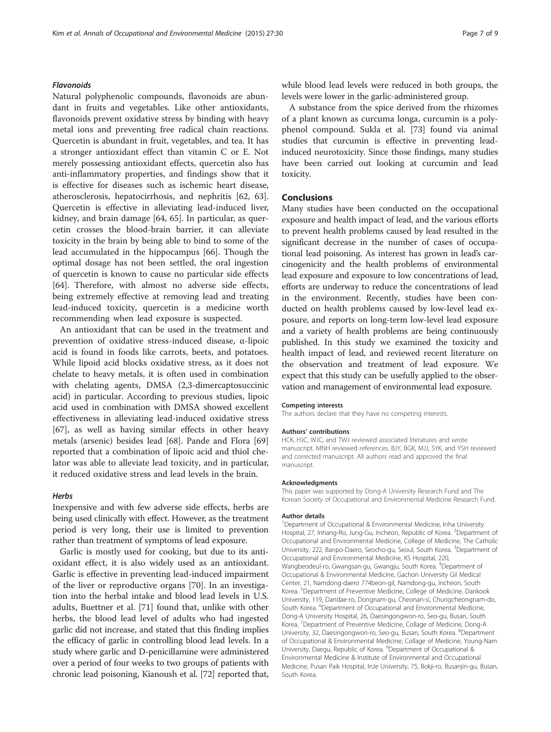### *Flavonoids*

Natural polyphenolic compounds, flavonoids are abundant in fruits and vegetables. Like other antioxidants, flavonoids prevent oxidative stress by binding with heavy metal ions and preventing free radical chain reactions. Quercetin is abundant in fruit, vegetables, and tea. It has a stronger antioxidant effect than vitamin C or E. Not merely possessing antioxidant effects, quercetin also has anti-inflammatory properties, and findings show that it is effective for diseases such as ischemic heart disease, atherosclerosis, hepatocirrhosis, and nephritis [62, 63]. Quercetin is effective in alleviating lead-induced liver, kidney, and brain damage [64, 65]. In particular, as quercetin crosses the blood-brain barrier, it can alleviate toxicity in the brain by being able to bind to some of the lead accumulated in the hippocampus [66]. Though the optimal dosage has not been settled, the oral ingestion of quercetin is known to cause no particular side effects [64]. Therefore, with almost no adverse side effects, being extremely effective at removing lead and treating lead-induced toxicity, quercetin is a medicine worth recommending when lead exposure is suspected.

An antioxidant that can be used in the treatment and prevention of oxidative stress-induced disease, α-lipoic acid is found in foods like carrots, beets, and potatoes. While lipoid acid blocks oxidative stress, as it does not chelate to heavy metals, it is often used in combination with chelating agents, DMSA (2,3-dimercaptosuccinic acid) in particular. According to previous studies, lipoic acid used in combination with DMSA showed excellent effectiveness in alleviating lead-induced oxidative stress [67], as well as having similar effects in other heavy metals (arsenic) besides lead [68]. Pande and Flora [69] reported that a combination of lipoic acid and thiol chelator was able to alleviate lead toxicity, and in particular, it reduced oxidative stress and lead levels in the brain.

### *Herbs*

Inexpensive and with few adverse side effects, herbs are being used clinically with effect. However, as the treatment period is very long, their use is limited to prevention rather than treatment of symptoms of lead exposure.

Garlic is mostly used for cooking, but due to its antioxidant effect, it is also widely used as an antioxidant. Garlic is effective in preventing lead-induced impairment of the liver or reproductive organs [70]. In an investigation into the herbal intake and blood lead levels in U.S. adults, Buettner et al. [71] found that, unlike with other herbs, the blood lead level of adults who had ingested garlic did not increase, and stated that this finding implies the efficacy of garlic in controlling blood lead levels. In a study where garlic and D-penicillamine were administered over a period of four weeks to two groups of patients with chronic lead poisoning, Kianoush et al. [72] reported that, while blood lead levels were reduced in both groups, the levels were lower in the garlic-administered group.

A substance from the spice derived from the rhizomes of a plant known as curcuma longa, curcumin is a polyphenol compound. Sukla et al. [73] found via animal studies that curcumin is effective in preventing lead-induced neurotoxicity. Since those findings, many studies have been carried out looking at curcumin and lead toxicity.

## Conclusions

Many studies have been conducted on the occupational exposure and health impact of lead, and the various efforts to prevent health problems caused by lead resulted in the significant decrease in the number of cases of occupational lead poisoning. As interest has grown in lead's carcinogenicity and the health problems of environmental lead exposure and exposure to low concentrations of lead, efforts are underway to reduce the concentrations of lead in the environment. Recently, studies have been conducted on health problems caused by low-level lead exposure, and reports on long-term low-level lead exposure and a variety of health problems are being continuously published. In this study we examined the toxicity and health impact of lead, and reviewed recent literature on the observation and treatment of lead exposure. We expect that this study can be usefully applied to the observation and management of environmental lead exposure.

#### Competing interests

The authors declare that they have no competing interests.

#### Authors' contributions

HCK, HJC, WJC, and TWJ reviewed associated literatures and wrote manuscript. MNH reviewed references. BJY, BGK, MJJ, SYK, and YSH reviewed and corrected manuscript. All authors read and approved the final manuscript.

#### Acknowledgments

This paper was supported by Dong-A University Research Fund and The Korean Society of Occupational and Environmental Medicine Research Fund.

#### Author details

[1]Department of Occupational & Environmental Medicine, Inha University Hospital, 27, Inhang-Ro, Jung-Gu, Incheon, Republic of Korea. [2]Department of Occupational and Environmental Medicine, College of Medicine, The Catholic University, 222, Banpo-Daero, Seocho-gu, Seoul, South Korea. [3]Department of Occupational and Environmental Medicine, KS Hospital, 220, Wangbeodeul-ro, Gwangsan-gu, Gwangju, South Korea. [4]Department of Occupational & Environmental Medicine, Gachon University Gil Medical Center, 21, Namdong-daero 774beon-gil, Namdong-gu, Incheon, South Korea. [5]Department of Preventive Medicine, College of Medicine, Dankook University, 119, Dandae-ro, Dongnam-gu, Cheonan-si, Chungcheongnam-do, South Korea. [6]Department of Occupational and Environmental Medicine, Dong-A University Hospital, 26, Daesingongwon-ro, Seo-gu, Busan, South Korea. [7]Department of Preventive Medicine, Collage of Medicine, Dong-A University, 32, Daesingongwon-ro, Seo-gu, Busan, South Korea. [8]Department of Occupational & Environmental Medicine, Collage of Medicine, Young-Nam University, Daegu, Republic of Korea. [9]Department of Occupational & Environmental Medicine & Institute of Environmental and Occupational Medicine, Pusan Paik Hospital, InJe University, 75, Bokji-ro, Busanjin-gu, Busan, South Korea.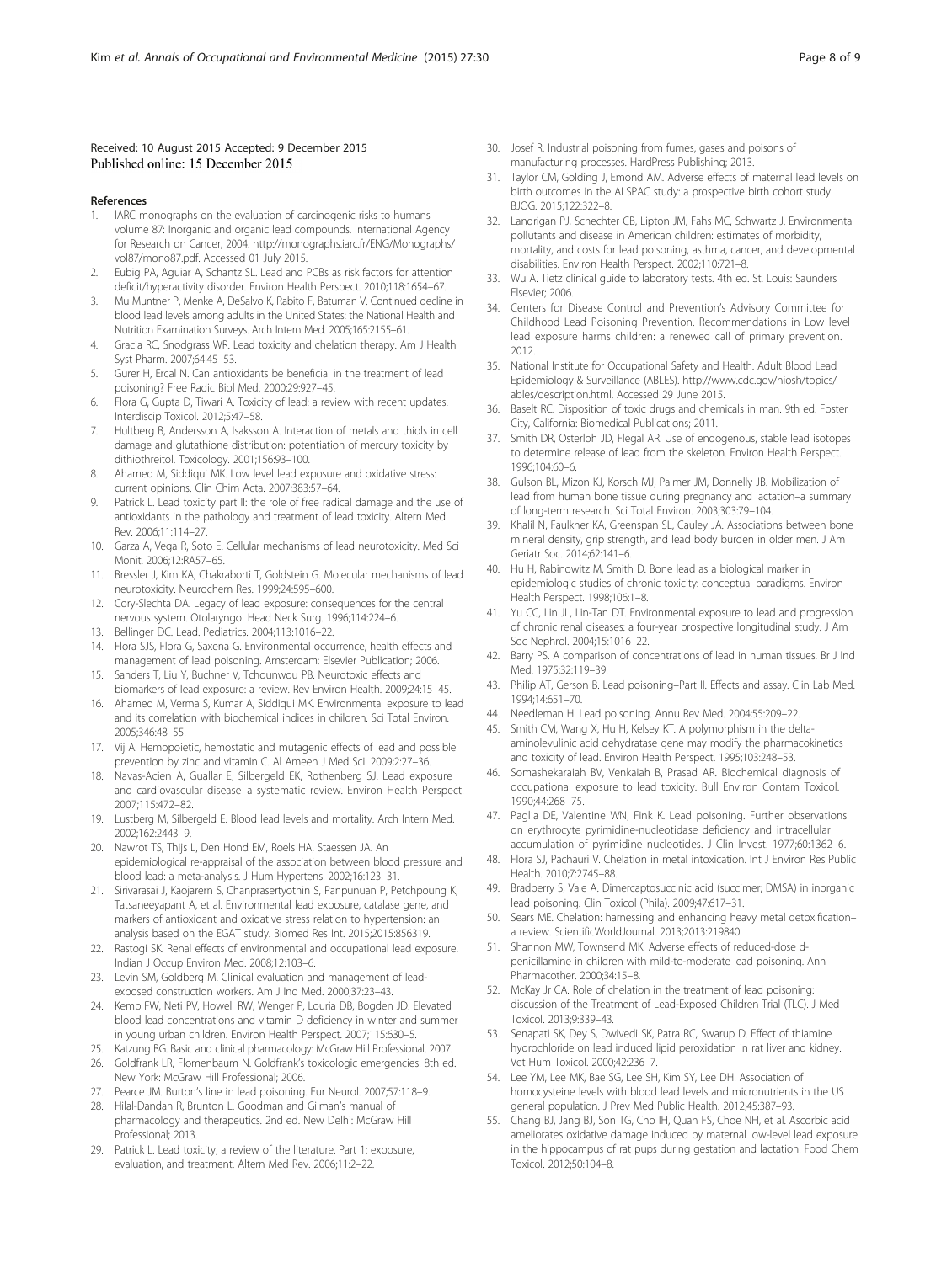Received: 10 August 2015 Accepted: 9 December 2015
Published online: 15 December 2015

## References

1. IARC monographs on the evaluation of carcinogenic risks to humans volume 87: Inorganic and organic lead compounds. International Agency for Research on Cancer, 2004. http://monographs.iarc.fr/ENG/Monographs/vol87/mono87.pdf. Accessed 01 July 2015.
2. Eubig PA, Aguiar A, Schantz SL. Lead and PCBs as risk factors for attention deficit/hyperactivity disorder. Environ Health Perspect. 2010;118:1654–67.
3. Mu Muntner P, Menke A, DeSalvo K, Rabito F, Batuman V. Continued decline in blood lead levels among adults in the United States: the National Health and Nutrition Examination Surveys. Arch Intern Med. 2005;165:2155–61.
4. Gracia RC, Snodgrass WR. Lead toxicity and chelation therapy. Am J Health Syst Pharm. 2007;64:45–53.
5. Gurer H, Ercal N. Can antioxidants be beneficial in the treatment of lead poisoning? Free Radic Biol Med. 2000;29:927–45.
6. Flora G, Gupta D, Tiwari A. Toxicity of lead: a review with recent updates. Interdiscip Toxicol. 2012;5:47–58.
7. Hultberg B, Andersson A, Isaksson A. Interaction of metals and thiols in cell damage and glutathione distribution: potentiation of mercury toxicity by dithiothreitol. Toxicology. 2001;156:93–100.
8. Ahamed M, Siddiqui MK. Low level lead exposure and oxidative stress: current opinions. Clin Chim Acta. 2007;383:57–64.
9. Patrick L. Lead toxicity part II: the role of free radical damage and the use of antioxidants in the pathology and treatment of lead toxicity. Altern Med Rev. 2006;11:114–27.
10. Garza A, Vega R, Soto E. Cellular mechanisms of lead neurotoxicity. Med Sci Monit. 2006;12:RA57–65.
11. Bressler J, Kim KA, Chakraborti T, Goldstein G. Molecular mechanisms of lead neurotoxicity. Neurochem Res. 1999;24:595–600.
12. Cory-Slechta DA. Legacy of lead exposure: consequences for the central nervous system. Otolaryngol Head Neck Surg. 1996;114:224–6.
13. Bellinger DC. Lead. Pediatrics. 2004;113:1016–22.
14. Flora SJS, Flora G, Saxena G. Environmental occurrence, health effects and management of lead poisoning. Amsterdam: Elsevier Publication; 2006.
15. Sanders T, Liu Y, Buchner V, Tchounwou PB. Neurotoxic effects and biomarkers of lead exposure: a review. Rev Environ Health. 2009;24:15–45.
16. Ahamed M, Verma S, Kumar A, Siddiqui MK. Environmental exposure to lead and its correlation with biochemical indices in children. Sci Total Environ. 2005;346:48–55.
17. Vij A. Hemopoietic, hemostatic and mutagenic effects of lead and possible prevention by zinc and vitamin C. Al Ameen J Med Sci. 2009;2:27–36.
18. Navas-Acien A, Guallar E, Silbergeld EK, Rothenberg SJ. Lead exposure and cardiovascular disease–a systematic review. Environ Health Perspect. 2007;115:472–82.
19. Lustberg M, Silbergeld E. Blood lead levels and mortality. Arch Intern Med. 2002;162:2443–9.
20. Nawrot TS, Thijs L, Den Hond EM, Roels HA, Staessen JA. An epidemiological re-appraisal of the association between blood pressure and blood lead: a meta-analysis. J Hum Hypertens. 2002;16:123–31.
21. Sirivarasai J, Kaojarern S, Chanprasertyothin S, Panpunuan P, Petchpoung K, Tatsaneeyapant A, et al. Environmental lead exposure, catalase gene, and markers of antioxidant and oxidative stress relation to hypertension: an analysis based on the EGAT study. Biomed Res Int. 2015;2015:856319.
22. Rastogi SK. Renal effects of environmental and occupational lead exposure. Indian J Occup Environ Med. 2008;12:103–6.
23. Levin SM, Goldberg M. Clinical evaluation and management of lead-exposed construction workers. Am J Ind Med. 2000;37:23–43.
24. Kemp FW, Neti PV, Howell RW, Wenger P, Louria DB, Bogden JD. Elevated blood lead concentrations and vitamin D deficiency in winter and summer in young urban children. Environ Health Perspect. 2007;115:630–5.
25. Katzung BG. Basic and clinical pharmacology: McGraw Hill Professional. 2007.
26. Goldfrank LR, Flomenbaum N. Goldfrank's toxicologic emergencies. 8th ed. New York: McGraw Hill Professional; 2006.
27. Pearce JM. Burton's line in lead poisoning. Eur Neurol. 2007;57:118–9.
28. Hilal-Dandan R, Brunton L. Goodman and Gilman's manual of pharmacology and therapeutics. 2nd ed. New Delhi: McGraw Hill Professional; 2013.
29. Patrick L. Lead toxicity, a review of the literature. Part 1: exposure, evaluation, and treatment. Altern Med Rev. 2006;11:2–22.
30. Josef R. Industrial poisoning from fumes, gases and poisons of manufacturing processes. HardPress Publishing; 2013.
31. Taylor CM, Golding J, Emond AM. Adverse effects of maternal lead levels on birth outcomes in the ALSPAC study: a prospective birth cohort study. BJOG. 2015;122:322–8.
32. Landrigan PJ, Schechter CB, Lipton JM, Fahs MC, Schwartz J. Environmental pollutants and disease in American children: estimates of morbidity, mortality, and costs for lead poisoning, asthma, cancer, and developmental disabilities. Environ Health Perspect. 2002;110:721–8.
33. Wu A. Tietz clinical guide to laboratory tests. 4th ed. St. Louis: Saunders Elsevier; 2006.
34. Centers for Disease Control and Prevention's Advisory Committee for Childhood Lead Poisoning Prevention. Recommendations in Low level lead exposure harms children: a renewed call of primary prevention. 2012.
35. National Institute for Occupational Safety and Health. Adult Blood Lead Epidemiology & Surveillance (ABLES). http://www.cdc.gov/niosh/topics/ables/description.html. Accessed 29 June 2015.
36. Baselt RC. Disposition of toxic drugs and chemicals in man. 9th ed. Foster City, California: Biomedical Publications; 2011.
37. Smith DR, Osterloh JD, Flegal AR. Use of endogenous, stable lead isotopes to determine release of lead from the skeleton. Environ Health Perspect. 1996;104:60–6.
38. Gulson BL, Mizon KJ, Korsch MJ, Palmer JM, Donnelly JB. Mobilization of lead from human bone tissue during pregnancy and lactation–a summary of long-term research. Sci Total Environ. 2003;303:79–104.
39. Khalil N, Faulkner KA, Greenspan SL, Cauley JA. Associations between bone mineral density, grip strength, and lead body burden in older men. J Am Geriatr Soc. 2014;62:141–6.
40. Hu H, Rabinowitz M, Smith D. Bone lead as a biological marker in epidemiologic studies of chronic toxicity: conceptual paradigms. Environ Health Perspect. 1998;106:1–8.
41. Yu CC, Lin JL, Lin-Tan DT. Environmental exposure to lead and progression of chronic renal diseases: a four-year prospective longitudinal study. J Am Soc Nephrol. 2004;15:1016–22.
42. Barry PS. A comparison of concentrations of lead in human tissues. Br J Ind Med. 1975;32:119–39.
43. Philip AT, Gerson B. Lead poisoning–Part II. Effects and assay. Clin Lab Med. 1994;14:651–70.
44. Needleman H. Lead poisoning. Annu Rev Med. 2004;55:209–22.
45. Smith CM, Wang X, Hu H, Kelsey KT. A polymorphism in the delta-aminolevulinic acid dehydratase gene may modify the pharmacokinetics and toxicity of lead. Environ Health Perspect. 1995;103:248–53.
46. Somashekaraiah BV, Venkaiah B, Prasad AR. Biochemical diagnosis of occupational exposure to lead toxicity. Bull Environ Contam Toxicol. 1990;44:268–75.
47. Paglia DE, Valentine WN, Fink K. Lead poisoning. Further observations on erythrocyte pyrimidine-nucleotidase deficiency and intracellular accumulation of pyrimidine nucleotides. J Clin Invest. 1977;60:1362–6.
48. Flora SJ, Pachauri V. Chelation in metal intoxication. Int J Environ Res Public Health. 2010;7:2745–88.
49. Bradberry S, Vale A. Dimercaptosuccinic acid (succimer; DMSA) in inorganic lead poisoning. Clin Toxicol (Phila). 2009;47:617–31.
50. Sears ME. Chelation: harnessing and enhancing heavy metal detoxification–a review. ScientificWorldJournal. 2013;2013:219840.
51. Shannon MW, Townsend MK. Adverse effects of reduced-dose d-penicillamine in children with mild-to-moderate lead poisoning. Ann Pharmacother. 2000;34:15–8.
52. McKay Jr CA. Role of chelation in the treatment of lead poisoning: discussion of the Treatment of Lead-Exposed Children Trial (TLC). J Med Toxicol. 2013;9:339–43.
53. Senapati SK, Dey S, Dwivedi SK, Patra RC, Swarup D. Effect of thiamine hydrochloride on lead induced lipid peroxidation in rat liver and kidney. Vet Hum Toxicol. 2000;42:236–7.
54. Lee YM, Lee MK, Bae SG, Lee SH, Kim SY, Lee DH. Association of homocysteine levels with blood lead levels and micronutrients in the US general population. J Prev Med Public Health. 2012;45:387–93.
55. Chang BJ, Jang BJ, Son TG, Cho IH, Quan FS, Choe NH, et al. Ascorbic acid ameliorates oxidative damage induced by maternal low-level lead exposure in the hippocampus of rat pups during gestation and lactation. Food Chem Toxicol. 2012;50:104–8.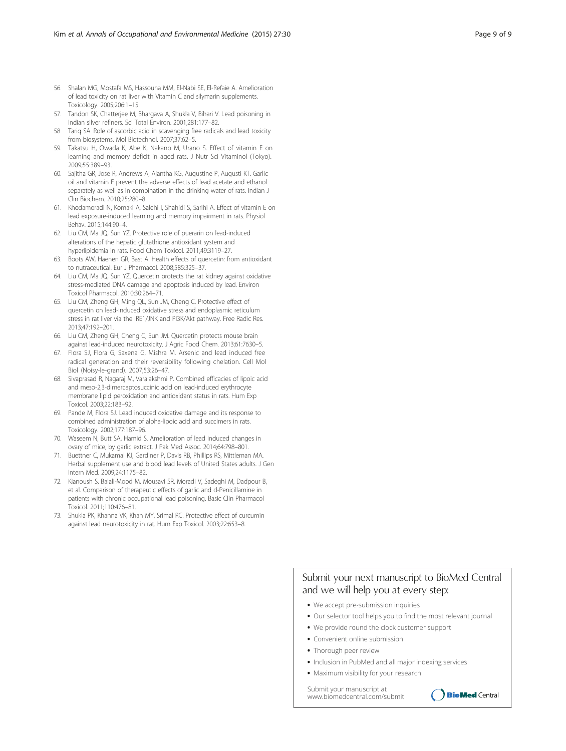56. Shalan MG, Mostafa MS, Hassouna MM, El-Nabi SE, El-Refaie A. Amelioration of lead toxicity on rat liver with Vitamin C and silymarin supplements. Toxicology. 2005;206:1–15.
57. Tandon SK, Chatterjee M, Bhargava A, Shukla V, Bihari V. Lead poisoning in Indian silver refiners. Sci Total Environ. 2001;281:177–82.
58. Tariq SA. Role of ascorbic acid in scavenging free radicals and lead toxicity from biosystems. Mol Biotechnol. 2007;37:62–5.
59. Takatsu H, Owada K, Abe K, Nakano M, Urano S. Effect of vitamin E on learning and memory deficit in aged rats. J Nutr Sci Vitaminol (Tokyo). 2009;55:389–93.
60. Sajitha GR, Jose R, Andrews A, Ajantha KG, Augustine P, Augusti KT. Garlic oil and vitamin E prevent the adverse effects of lead acetate and ethanol separately as well as in combination in the drinking water of rats. Indian J Clin Biochem. 2010;25:280–8.
61. Khodamoradi N, Komaki A, Salehi I, Shahidi S, Sarihi A. Effect of vitamin E on lead exposure-induced learning and memory impairment in rats. Physiol Behav. 2015;144:90–4.
62. Liu CM, Ma JQ, Sun YZ. Protective role of puerarin on lead-induced alterations of the hepatic glutathione antioxidant system and hyperlipidemia in rats. Food Chem Toxicol. 2011;49:3119–27.
63. Boots AW, Haenen GR, Bast A. Health effects of quercetin: from antioxidant to nutraceutical. Eur J Pharmacol. 2008;585:325–37.
64. Liu CM, Ma JQ, Sun YZ. Quercetin protects the rat kidney against oxidative stress-mediated DNA damage and apoptosis induced by lead. Environ Toxicol Pharmacol. 2010;30:264–71.
65. Liu CM, Zheng GH, Ming QL, Sun JM, Cheng C. Protective effect of quercetin on lead-induced oxidative stress and endoplasmic reticulum stress in rat liver via the IRE1/JNK and PI3K/Akt pathway. Free Radic Res. 2013;47:192–201.
66. Liu CM, Zheng GH, Cheng C, Sun JM. Quercetin protects mouse brain against lead-induced neurotoxicity. J Agric Food Chem. 2013;61:7630–5.
67. Flora SJ, Flora G, Saxena G, Mishra M. Arsenic and lead induced free radical generation and their reversibility following chelation. Cell Mol Biol (Noisy-le-grand). 2007;53:26–47.
68. Sivaprasad R, Nagaraj M, Varalakshmi P. Combined efficacies of lipoic acid and meso-2,3-dimercaptosuccinic acid on lead-induced erythrocyte membrane lipid peroxidation and antioxidant status in rats. Hum Exp Toxicol. 2003;22:183–92.
69. Pande M, Flora SJ. Lead induced oxidative damage and its response to combined administration of alpha-lipoic acid and succimers in rats. Toxicology. 2002;177:187–96.
70. Waseem N, Butt SA, Hamid S. Amelioration of lead induced changes in ovary of mice, by garlic extract. J Pak Med Assoc. 2014;64:798–801.
71. Buettner C, Mukamal KJ, Gardiner P, Davis RB, Phillips RS, Mittleman MA. Herbal supplement use and blood lead levels of United States adults. J Gen Intern Med. 2009;24:1175–82.
72. Kianoush S, Balali-Mood M, Mousavi SR, Moradi V, Sadeghi M, Dadpour B, et al. Comparison of therapeutic effects of garlic and d-Penicillamine in patients with chronic occupational lead poisoning. Basic Clin Pharmacol Toxicol. 2011;110:476–81.
73. Shukla PK, Khanna VK, Khan MY, Srimal RC. Protective effect of curcumin against lead neurotoxicity in rat. Hum Exp Toxicol. 2003;22:653–8.

Submit your next manuscript to BioMed Central and we will help you at every step:

- We accept pre-submission inquiries
- Our selector tool helps you to find the most relevant journal
- We provide round the clock customer support
- Convenient online submission
- Thorough peer review
- Inclusion in PubMed and all major indexing services
- Maximum visibility for your research

Submit your manuscript at www.biomedcentral.com/submit

BioMed Central